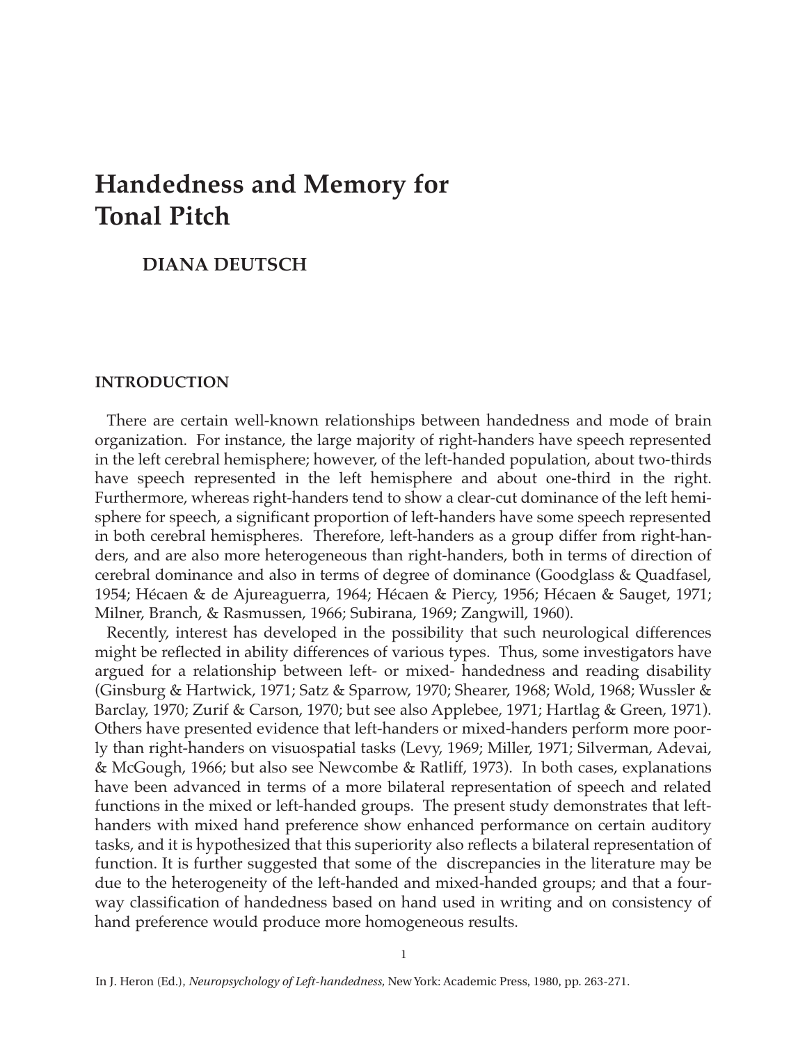# Handedness and Memory for Tonal Pitch

**DIANA DEUTSCH**

## INTRODUCTION

There are certain well-known relationships between handedness and mode of brain organization. For instance, the large majority of right-handers have speech represented in the left cerebral hemisphere; however, of the left-handed population, about two-thirds have speech represented in the left hemisphere and about one-third in the right. Furthermore, whereas right-handers tend to show a clear-cut dominance of the left hemisphere for speech, a significant proportion of left-handers have some speech represented in both cerebral hemispheres. Therefore, left-handers as a group differ from right-handers, and are also more heterogeneous than right-handers, both in terms of direction of cerebral dominance and also in terms of degree of dominance (Goodglass & Quadfasel, 1954; Hécaen & de Ajureaguerra, 1964; Hécaen & Piercy, 1956; Hécaen & Sauget, 1971; Milner, Branch, & Rasmussen, 1966; Subirana, 1969; Zangwill, 1960).

Recently, interest has developed in the possibility that such neurological differences might be reflected in ability differences of various types. Thus, some investigators have argued for a relationship between left- or mixed- handedness and reading disability (Ginsburg & Hartwick, 1971; Satz & Sparrow, 1970; Shearer, 1968; Wold, 1968; Wussler & Barclay, 1970; Zurif & Carson, 1970; but see also Applebee, 1971; Hartlag & Green, 1971). Others have presented evidence that left-handers or mixed-handers perform more poorly than right-handers on visuospatial tasks (Levy, 1969; Miller, 1971; Silverman, Adevai, & McGough, 1966; but also see Newcombe & Ratliff, 1973). In both cases, explanations have been advanced in terms of a more bilateral representation of speech and related functions in the mixed or left-handed groups. The present study demonstrates that left-handers with mixed hand preference show enhanced performance on certain auditory tasks, and it is hypothesized that this superiority also reflects a bilateral representation of function. It is further suggested that some of the discrepancies in the literature may be due to the heterogeneity of the left-handed and mixed-handed groups; and that a four-way classification of handedness based on hand used in writing and on consistency of hand preference would produce more homogeneous results.

In J. Heron (Ed.), *Neuropsychology of Left-handedness*, New York: Academic Press, 1980, pp. 263-271.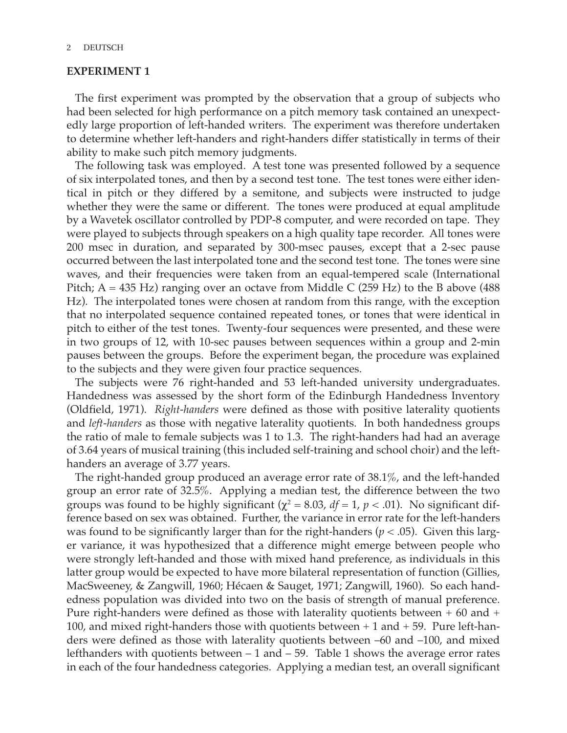## EXPERIMENT 1

The first experiment was prompted by the observation that a group of subjects who had been selected for high performance on a pitch memory task contained an unexpectedly large proportion of left-handed writers. The experiment was therefore undertaken to determine whether left-handers and right-handers differ statistically in terms of their ability to make such pitch memory judgments.

The following task was employed. A test tone was presented followed by a sequence of six interpolated tones, and then by a second test tone. The test tones were either identical in pitch or they differed by a semitone, and subjects were instructed to judge whether they were the same or different. The tones were produced at equal amplitude by a Wavetek oscillator controlled by PDP-8 computer, and were recorded on tape. They were played to subjects through speakers on a high quality tape recorder. All tones were 200 msec in duration, and separated by 300-msec pauses, except that a 2-sec pause occurred between the last interpolated tone and the second test tone. The tones were sine waves, and their frequencies were taken from an equal-tempered scale (International Pitch; A = 435 Hz) ranging over an octave from Middle C (259 Hz) to the B above (488 Hz). The interpolated tones were chosen at random from this range, with the exception that no interpolated sequence contained repeated tones, or tones that were identical in pitch to either of the test tones. Twenty-four sequences were presented, and these were in two groups of 12, with 10-sec pauses between sequences within a group and 2-min pauses between the groups. Before the experiment began, the procedure was explained to the subjects and they were given four practice sequences.

The subjects were 76 right-handed and 53 left-handed university undergraduates. Handedness was assessed by the short form of the Edinburgh Handedness Inventory (Oldfield, 1971). *Right-handers* were defined as those with positive laterality quotients and *left-handers* as those with negative laterality quotients. In both handedness groups the ratio of male to female subjects was 1 to 1.3. The right-handers had had an average of 3.64 years of musical training (this included self-training and school choir) and the left-handers an average of 3.77 years.

The right-handed group produced an average error rate of 38.1%, and the left-handed group an error rate of 32.5%. Applying a median test, the difference between the two groups was found to be highly significant ($\chi^2 = 8.03$, $df = 1$, $p < .01$). No significant difference based on sex was obtained. Further, the variance in error rate for the left-handers was found to be significantly larger than for the right-handers ($p < .05$). Given this larger variance, it was hypothesized that a difference might emerge between people who were strongly left-handed and those with mixed hand preference, as individuals in this latter group would be expected to have more bilateral representation of function (Gillies, MacSweeney, & Zangwill, 1960; Hécaen & Sauget, 1971; Zangwill, 1960). So each handedness population was divided into two on the basis of strength of manual preference. Pure right-handers were defined as those with laterality quotients between + 60 and + 100, and mixed right-handers those with quotients between + 1 and + 59. Pure left-handers were defined as those with laterality quotients between –60 and –100, and mixed lefthanders with quotients between – 1 and – 59. Table 1 shows the average error rates in each of the four handedness categories. Applying a median test, an overall significant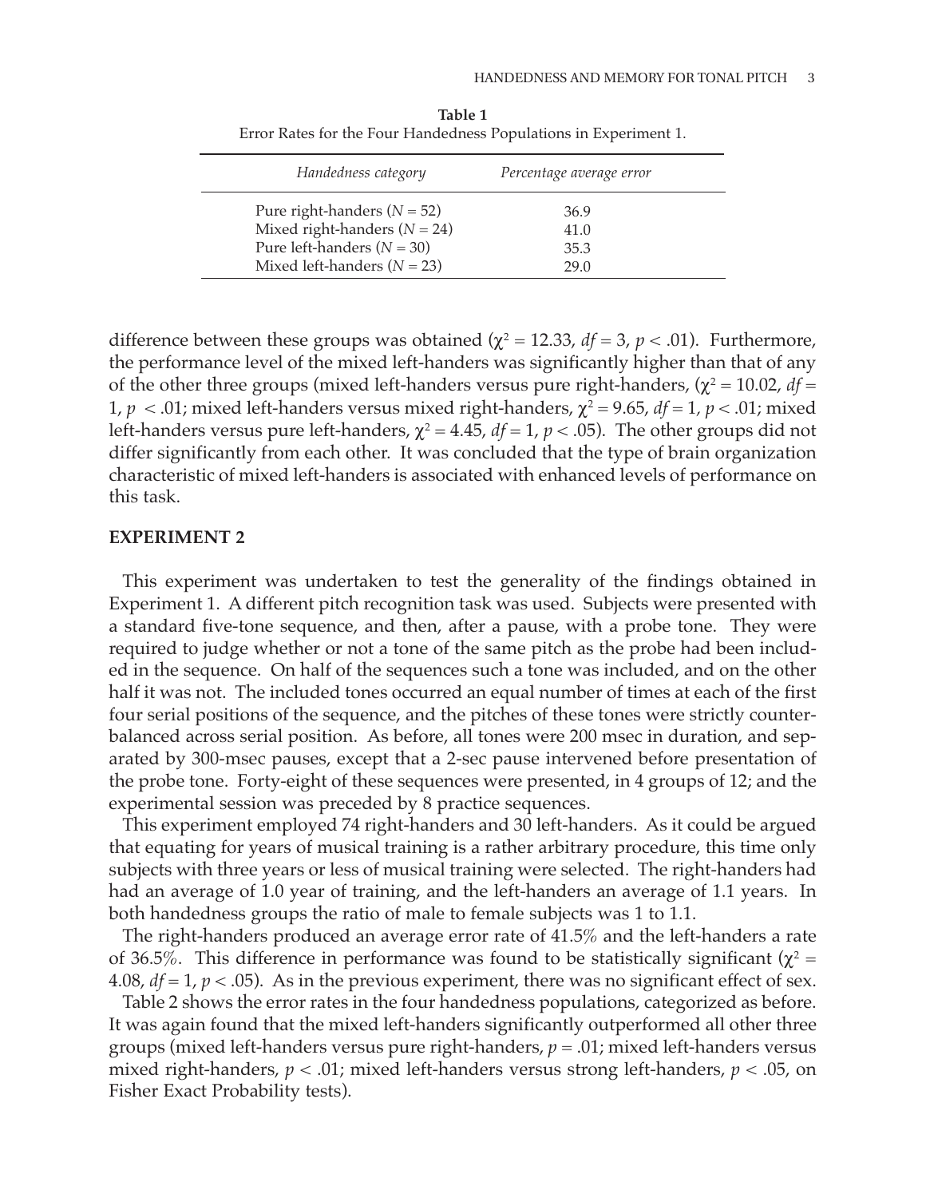**Table 1**
Error Rates for the Four Handedness Populations in Experiment 1.

| *Handedness category* | *Percentage average error* |
|---|---|
| Pure right-handers ($N = 52$) | 36.9 |
| Mixed right-handers ($N = 24$) | 41.0 |
| Pure left-handers ($N = 30$) | 35.3 |
| Mixed left-handers ($N = 23$) | 29.0 |

difference between these groups was obtained ($\chi^2 = 12.33$, $df = 3$, $p < .01$). Furthermore, the performance level of the mixed left-handers was significantly higher than that of any of the other three groups (mixed left-handers versus pure right-handers, ($\chi^2 = 10.02$, $df = 1$, $p < .01$; mixed left-handers versus mixed right-handers, $\chi^2 = 9.65$, $df = 1$, $p < .01$; mixed left-handers versus pure left-handers, $\chi^2 = 4.45$, $df = 1$, $p < .05$). The other groups did not differ significantly from each other. It was concluded that the type of brain organization characteristic of mixed left-handers is associated with enhanced levels of performance on this task.

## EXPERIMENT 2

This experiment was undertaken to test the generality of the findings obtained in Experiment 1. A different pitch recognition task was used. Subjects were presented with a standard five-tone sequence, and then, after a pause, with a probe tone. They were required to judge whether or not a tone of the same pitch as the probe had been included in the sequence. On half of the sequences such a tone was included, and on the other half it was not. The included tones occurred an equal number of times at each of the first four serial positions of the sequence, and the pitches of these tones were strictly counterbalanced across serial position. As before, all tones were 200 msec in duration, and separated by 300-msec pauses, except that a 2-sec pause intervened before presentation of the probe tone. Forty-eight of these sequences were presented, in 4 groups of 12; and the experimental session was preceded by 8 practice sequences.

This experiment employed 74 right-handers and 30 left-handers. As it could be argued that equating for years of musical training is a rather arbitrary procedure, this time only subjects with three years or less of musical training were selected. The right-handers had had an average of 1.0 year of training, and the left-handers an average of 1.1 years. In both handedness groups the ratio of male to female subjects was 1 to 1.1.

The right-handers produced an average error rate of 41.5% and the left-handers a rate of 36.5%. This difference in performance was found to be statistically significant ($\chi^2 = 4.08$, $df = 1$, $p < .05$). As in the previous experiment, there was no significant effect of sex.

Table 2 shows the error rates in the four handedness populations, categorized as before. It was again found that the mixed left-handers significantly outperformed all other three groups (mixed left-handers versus pure right-handers, $p = .01$; mixed left-handers versus mixed right-handers, $p < .01$; mixed left-handers versus strong left-handers, $p < .05$, on Fisher Exact Probability tests).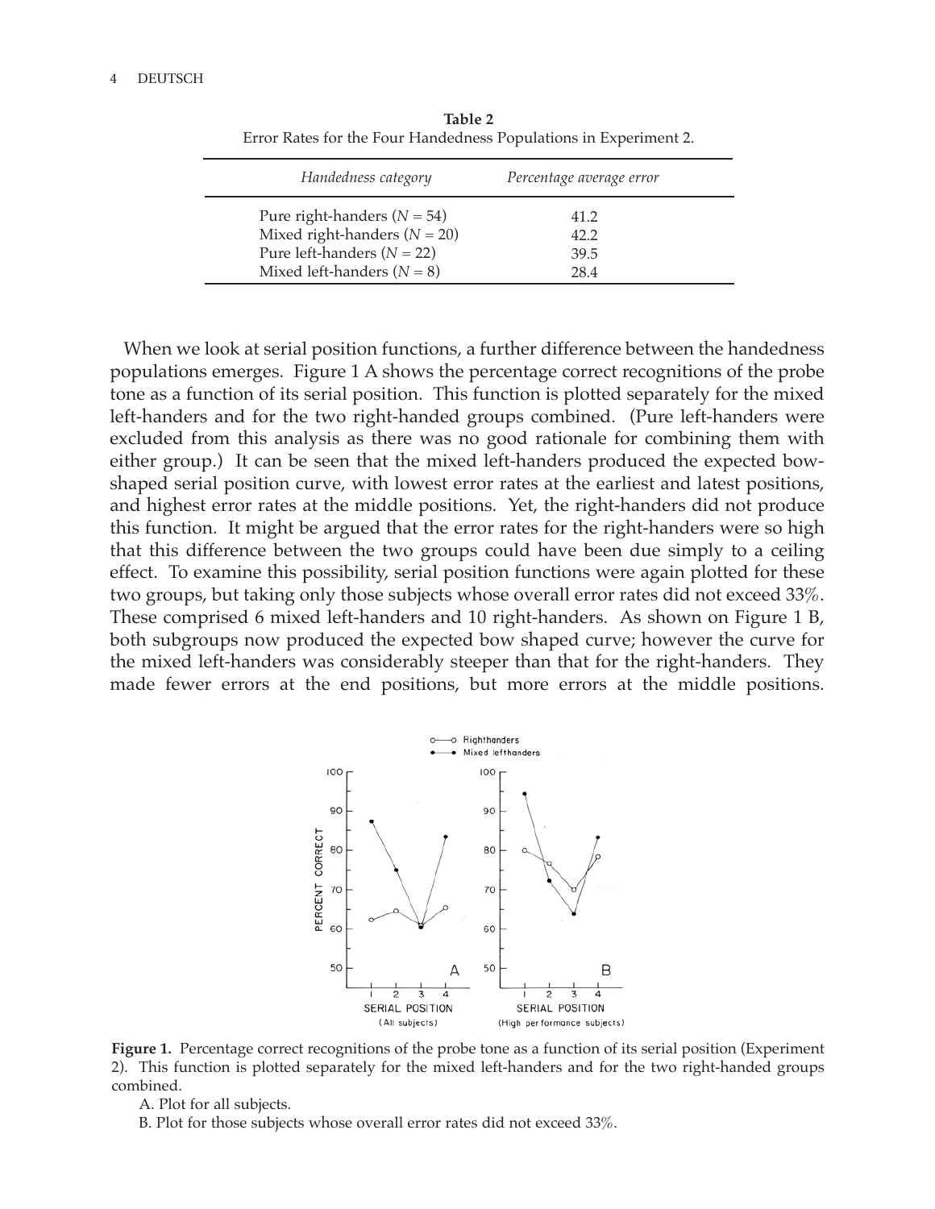**Table 2**
Error Rates for the Four Handedness Populations in Experiment 2.

| *Handedness category* | *Percentage average error* |
|---|---|
| Pure right-handers ($N = 54$) | 41.2 |
| Mixed right-handers ($N = 20$) | 42.2 |
| Pure left-handers ($N = 22$) | 39.5 |
| Mixed left-handers ($N = 8$) | 28.4 |

When we look at serial position functions, a further difference between the handedness populations emerges. Figure 1 A shows the percentage correct recognitions of the probe tone as a function of its serial position. This function is plotted separately for the mixed left-handers and for the two right-handed groups combined. (Pure left-handers were excluded from this analysis as there was no good rationale for combining them with either group.) It can be seen that the mixed left-handers produced the expected bow-shaped serial position curve, with lowest error rates at the earliest and latest positions, and highest error rates at the middle positions. Yet, the right-handers did not produce this function. It might be argued that the error rates for the right-handers were so high that this difference between the two groups could have been due simply to a ceiling effect. To examine this possibility, serial position functions were again plotted for these two groups, but taking only those subjects whose overall error rates did not exceed 33%. These comprised 6 mixed left-handers and 10 right-handers. As shown on Figure 1 B, both subgroups now produced the expected bow shaped curve; however the curve for the mixed left-handers was considerably steeper than that for the right-handers. They made fewer errors at the end positions, but more errors at the middle positions.

**Figure 1.** Percentage correct recognitions of the probe tone as a function of its serial position (Experiment 2). This function is plotted separately for the mixed left-handers and for the two right-handed groups combined.

A. Plot for all subjects.

B. Plot for those subjects whose overall error rates did not exceed 33%.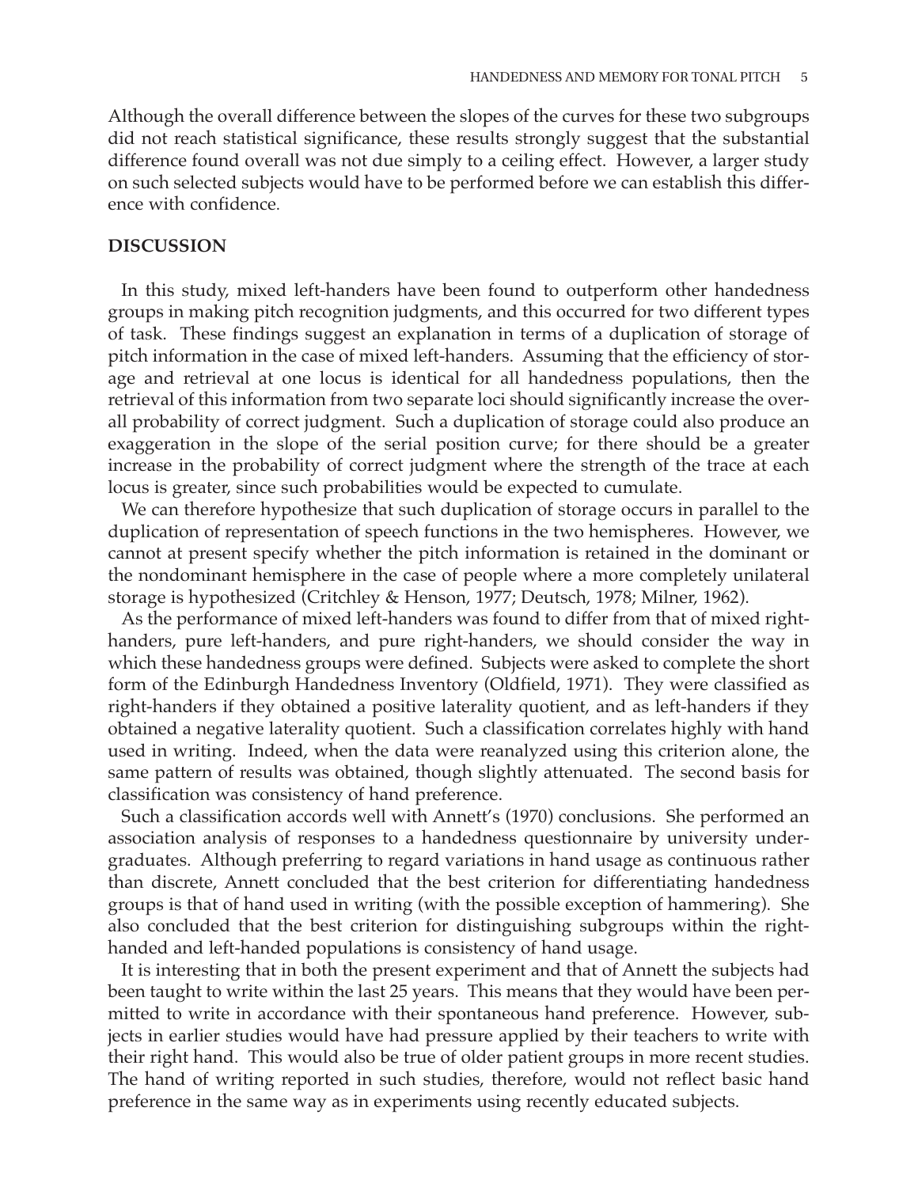Although the overall difference between the slopes of the curves for these two subgroups did not reach statistical significance, these results strongly suggest that the substantial difference found overall was not due simply to a ceiling effect. However, a larger study on such selected subjects would have to be performed before we can establish this difference with confidence.

## DISCUSSION

In this study, mixed left-handers have been found to outperform other handedness groups in making pitch recognition judgments, and this occurred for two different types of task. These findings suggest an explanation in terms of a duplication of storage of pitch information in the case of mixed left-handers. Assuming that the efficiency of storage and retrieval at one locus is identical for all handedness populations, then the retrieval of this information from two separate loci should significantly increase the overall probability of correct judgment. Such a duplication of storage could also produce an exaggeration in the slope of the serial position curve; for there should be a greater increase in the probability of correct judgment where the strength of the trace at each locus is greater, since such probabilities would be expected to cumulate.

We can therefore hypothesize that such duplication of storage occurs in parallel to the duplication of representation of speech functions in the two hemispheres. However, we cannot at present specify whether the pitch information is retained in the dominant or the nondominant hemisphere in the case of people where a more completely unilateral storage is hypothesized (Critchley & Henson, 1977; Deutsch, 1978; Milner, 1962).

As the performance of mixed left-handers was found to differ from that of mixed right-handers, pure left-handers, and pure right-handers, we should consider the way in which these handedness groups were defined. Subjects were asked to complete the short form of the Edinburgh Handedness Inventory (Oldfield, 1971). They were classified as right-handers if they obtained a positive laterality quotient, and as left-handers if they obtained a negative laterality quotient. Such a classification correlates highly with hand used in writing. Indeed, when the data were reanalyzed using this criterion alone, the same pattern of results was obtained, though slightly attenuated. The second basis for classification was consistency of hand preference.

Such a classification accords well with Annett's (1970) conclusions. She performed an association analysis of responses to a handedness questionnaire by university undergraduates. Although preferring to regard variations in hand usage as continuous rather than discrete, Annett concluded that the best criterion for differentiating handedness groups is that of hand used in writing (with the possible exception of hammering). She also concluded that the best criterion for distinguishing subgroups within the right-handed and left-handed populations is consistency of hand usage.

It is interesting that in both the present experiment and that of Annett the subjects had been taught to write within the last 25 years. This means that they would have been permitted to write in accordance with their spontaneous hand preference. However, subjects in earlier studies would have had pressure applied by their teachers to write with their right hand. This would also be true of older patient groups in more recent studies. The hand of writing reported in such studies, therefore, would not reflect basic hand preference in the same way as in experiments using recently educated subjects.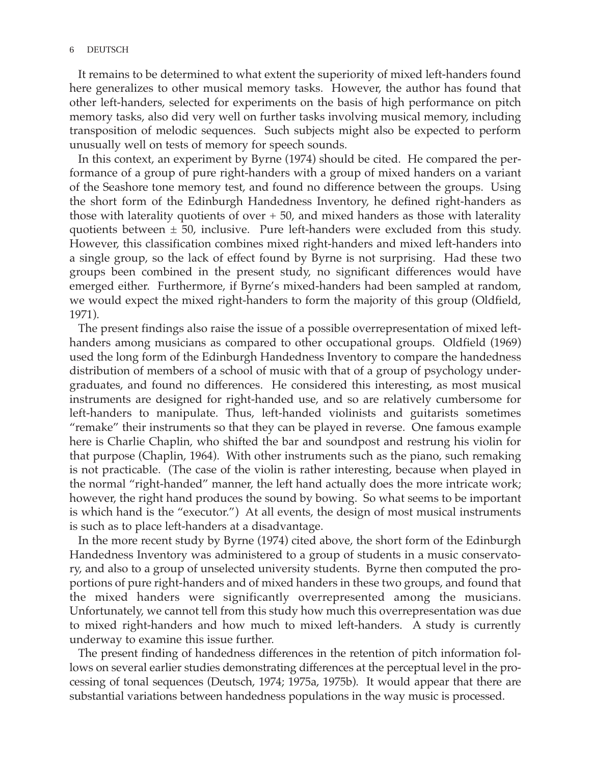It remains to be determined to what extent the superiority of mixed left-handers found here generalizes to other musical memory tasks. However, the author has found that other left-handers, selected for experiments on the basis of high performance on pitch memory tasks, also did very well on further tasks involving musical memory, including transposition of melodic sequences. Such subjects might also be expected to perform unusually well on tests of memory for speech sounds.

In this context, an experiment by Byrne (1974) should be cited. He compared the performance of a group of pure right-handers with a group of mixed handers on a variant of the Seashore tone memory test, and found no difference between the groups. Using the short form of the Edinburgh Handedness Inventory, he defined right-handers as those with laterality quotients of over + 50, and mixed handers as those with laterality quotients between ± 50, inclusive. Pure left-handers were excluded from this study. However, this classification combines mixed right-handers and mixed left-handers into a single group, so the lack of effect found by Byrne is not surprising. Had these two groups been combined in the present study, no significant differences would have emerged either. Furthermore, if Byrne's mixed-handers had been sampled at random, we would expect the mixed right-handers to form the majority of this group (Oldfield, 1971).

The present findings also raise the issue of a possible overrepresentation of mixed left-handers among musicians as compared to other occupational groups. Oldfield (1969) used the long form of the Edinburgh Handedness Inventory to compare the handedness distribution of members of a school of music with that of a group of psychology undergraduates, and found no differences. He considered this interesting, as most musical instruments are designed for right-handed use, and so are relatively cumbersome for left-handers to manipulate. Thus, left-handed violinists and guitarists sometimes "remake" their instruments so that they can be played in reverse. One famous example here is Charlie Chaplin, who shifted the bar and soundpost and restrung his violin for that purpose (Chaplin, 1964). With other instruments such as the piano, such remaking is not practicable. (The case of the violin is rather interesting, because when played in the normal "right-handed" manner, the left hand actually does the more intricate work; however, the right hand produces the sound by bowing. So what seems to be important is which hand is the "executor.") At all events, the design of most musical instruments is such as to place left-handers at a disadvantage.

In the more recent study by Byrne (1974) cited above, the short form of the Edinburgh Handedness Inventory was administered to a group of students in a music conservatory, and also to a group of unselected university students. Byrne then computed the proportions of pure right-handers and of mixed handers in these two groups, and found that the mixed handers were significantly overrepresented among the musicians. Unfortunately, we cannot tell from this study how much this overrepresentation was due to mixed right-handers and how much to mixed left-handers. A study is currently underway to examine this issue further.

The present finding of handedness differences in the retention of pitch information follows on several earlier studies demonstrating differences at the perceptual level in the processing of tonal sequences (Deutsch, 1974; 1975a, 1975b). It would appear that there are substantial variations between handedness populations in the way music is processed.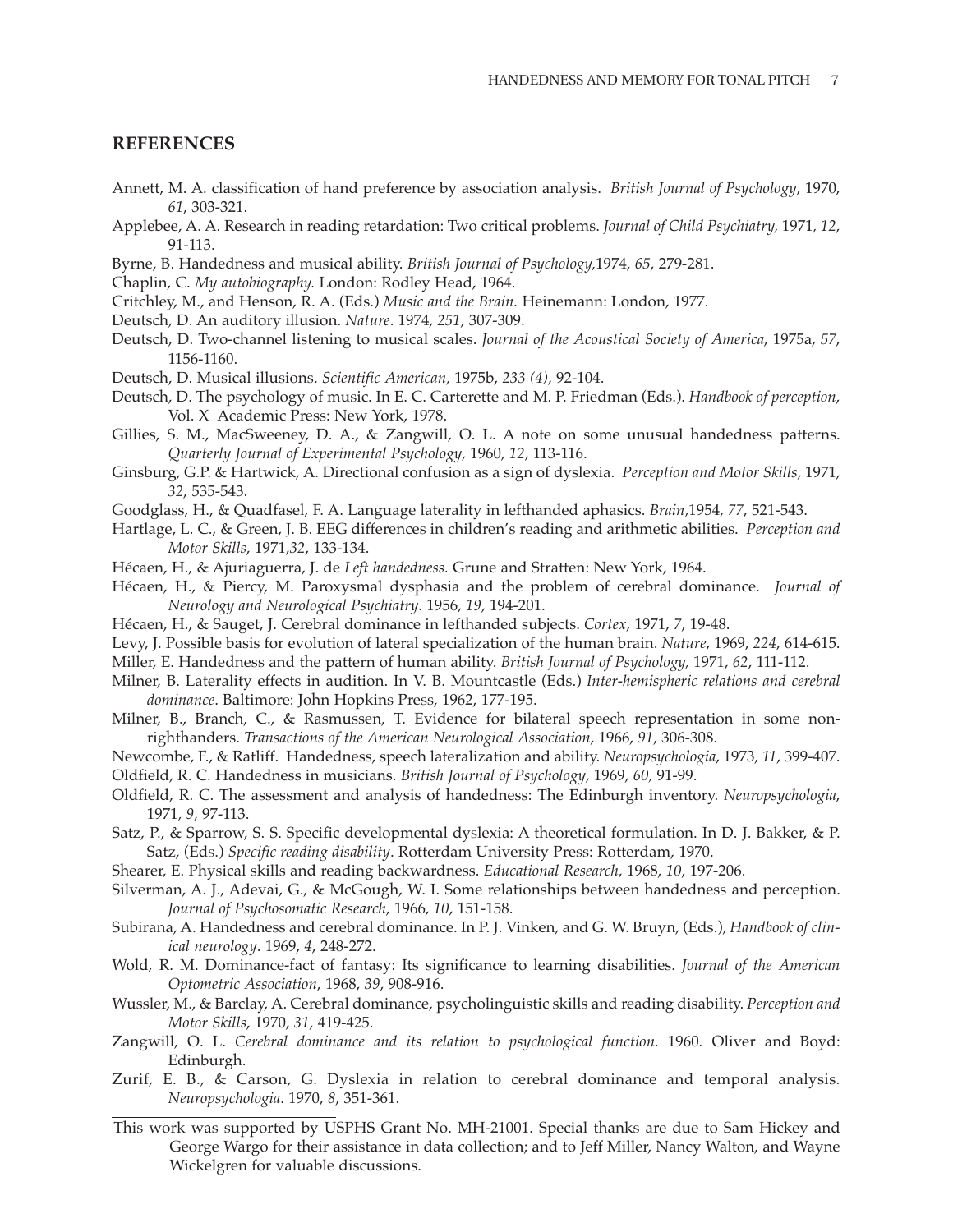## REFERENCES

Annett, M. A. classification of hand preference by association analysis. *British Journal of Psychology*, 1970, *61*, 303-321.

Applebee, A. A. Research in reading retardation: Two critical problems. *Journal of Child Psychiatry,* 1971*, 12*, 91-113.

Byrne, B. Handedness and musical ability. *British Journal of Psychology,*1974*, 65*, 279-281.

Chaplin, C. *My autobiography.* London: Rodley Head, 1964.

Critchley, M., and Henson, R. A. (Eds.) *Music and the Brain.* Heinemann: London, 1977.

Deutsch, D. An auditory illusion. *Nature*. 1974, *251*, 307-309.

Deutsch, D. Two-channel listening to musical scales. *Journal of the Acoustical Society of America*, 1975a, *57*, 1156-1160.

Deutsch, D. Musical illusions. *Scientific American,* 1975b, *233 (4)*, 92-104.

Deutsch, D. The psychology of music. In E. C. Carterette and M. P. Friedman (Eds.). *Handbook of perception*, Vol. X Academic Press: New York, 1978.

Gillies, S. M., MacSweeney, D. A., & Zangwill, O. L. A note on some unusual handedness patterns. *Quarterly Journal of Experimental Psychology*, 1960, *12*, 113-116.

Ginsburg, G.P. & Hartwick, A. Directional confusion as a sign of dyslexia. *Perception and Motor Skills*, 1971, *32*, 535-543.

Goodglass, H., & Quadfasel, F. A. Language laterality in lefthanded aphasics. *Brain,*1954*, 77*, 521-543.

Hartlage, L. C., & Green, J. B. EEG differences in children's reading and arithmetic abilities. *Perception and Motor Skills*, 1971,*32*, 133-134.

Hécaen, H., & Ajuriaguerra, J. de *Left handedness.* Grune and Stratten: New York, 1964.

Hécaen, H., & Piercy, M. Paroxysmal dysphasia and the problem of cerebral dominance. *Journal of Neurology and Neurological Psychiatry*. 1956*, 19*, 194-201.

Hécaen, H., & Sauget, J. Cerebral dominance in lefthanded subjects. *Cortex*, 1971*, 7*, 19-48.

Levy, J. Possible basis for evolution of lateral specialization of the human brain. *Nature*, 1969, *224*, 614-615.

Miller, E. Handedness and the pattern of human ability. *British Journal of Psychology,* 1971, *62*, 111-112.

Milner, B. Laterality effects in audition. In V. B. Mountcastle (Eds.) *Inter-hemispheric relations and cerebral dominance*. Baltimore: John Hopkins Press, 1962, 177-195.

Milner, B., Branch, C., & Rasmussen, T. Evidence for bilateral speech representation in some nonrighthanders. *Transactions of the American Neurological Association*, 1966, *91*, 306-308.

Newcombe, F., & Ratliff. Handedness, speech lateralization and ability. *Neuropsychologia*, 1973, *11*, 399-407.

Oldfield, R. C. Handedness in musicians. *British Journal of Psychology*, 1969, *60,* 91-99.

Oldfield, R. C. The assessment and analysis of handedness: The Edinburgh inventory. *Neuropsychologia,* 1971*, 9,* 97-113.

Satz, P., & Sparrow, S. S. Specific developmental dyslexia: A theoretical formulation. In D. J. Bakker, & P. Satz, (Eds.) *Specific reading disability*. Rotterdam University Press: Rotterdam, 1970.

Shearer, E. Physical skills and reading backwardness. *Educational Research*, 1968, *10*, 197-206.

Silverman, A. J., Adevai, G., & McGough, W. I. Some relationships between handedness and perception. *Journal of Psychosomatic Research*, 1966, *10*, 151-158.

Subirana, A. Handedness and cerebral dominance. In P. J. Vinken, and G. W. Bruyn, (Eds.), *Handbook of clinical neurology*. 1969, *4*, 248-272.

Wold, R. M. Dominance-fact of fantasy: Its significance to learning disabilities. *Journal of the American Optometric Association*, 1968, *39*, 908-916.

Wussler, M., & Barclay, A. Cerebral dominance, psycholinguistic skills and reading disability. *Perception and Motor Skills*, 1970, *31*, 419-425.

Zangwill, O. L. *Cerebral dominance and its relation to psychological function.* 1960. Oliver and Boyd: Edinburgh.

Zurif, E. B., & Carson, G. Dyslexia in relation to cerebral dominance and temporal analysis. *Neuropsychologia*. 1970, *8*, 351-361.

---

This work was supported by USPHS Grant No. MH-21001. Special thanks are due to Sam Hickey and George Wargo for their assistance in data collection; and to Jeff Miller, Nancy Walton, and Wayne Wickelgren for valuable discussions.